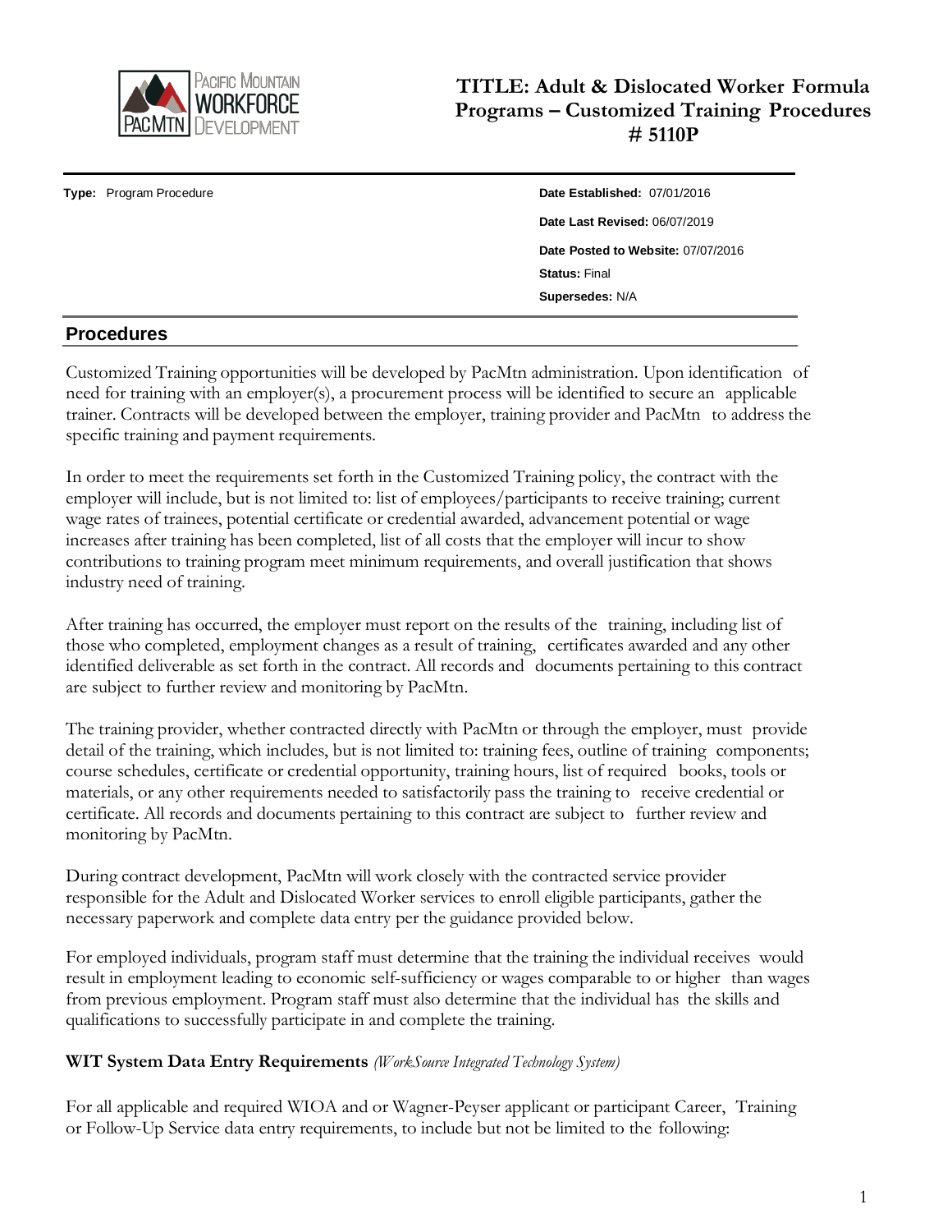# TITLE: Adult & Dislocated Worker Formula Programs – Customized Training Procedures # 5110P

**Type:** Program Procedure

**Date Established:** 07/01/2016
**Date Last Revised:** 06/07/2019
**Date Posted to Website:** 07/07/2016
**Status:** Final
**Supersedes:** N/A

## Procedures

Customized Training opportunities will be developed by PacMtn administration. Upon identification of need for training with an employer(s), a procurement process will be identified to secure an applicable trainer. Contracts will be developed between the employer, training provider and PacMtn to address the specific training and payment requirements.

In order to meet the requirements set forth in the Customized Training policy, the contract with the employer will include, but is not limited to: list of employees/participants to receive training; current wage rates of trainees, potential certificate or credential awarded, advancement potential or wage increases after training has been completed, list of all costs that the employer will incur to show contributions to training program meet minimum requirements, and overall justification that shows industry need of training.

After training has occurred, the employer must report on the results of the training, including list of those who completed, employment changes as a result of training, certificates awarded and any other identified deliverable as set forth in the contract. All records and documents pertaining to this contract are subject to further review and monitoring by PacMtn.

The training provider, whether contracted directly with PacMtn or through the employer, must provide detail of the training, which includes, but is not limited to: training fees, outline of training components; course schedules, certificate or credential opportunity, training hours, list of required books, tools or materials, or any other requirements needed to satisfactorily pass the training to receive credential or certificate. All records and documents pertaining to this contract are subject to further review and monitoring by PacMtn.

During contract development, PacMtn will work closely with the contracted service provider responsible for the Adult and Dislocated Worker services to enroll eligible participants, gather the necessary paperwork and complete data entry per the guidance provided below.

For employed individuals, program staff must determine that the training the individual receives would result in employment leading to economic self-sufficiency or wages comparable to or higher than wages from previous employment. Program staff must also determine that the individual has the skills and qualifications to successfully participate in and complete the training.

**WIT System Data Entry Requirements** *(WorkSource Integrated Technology System)*

For all applicable and required WIOA and or Wagner-Peyser applicant or participant Career, Training or Follow-Up Service data entry requirements, to include but not be limited to the following: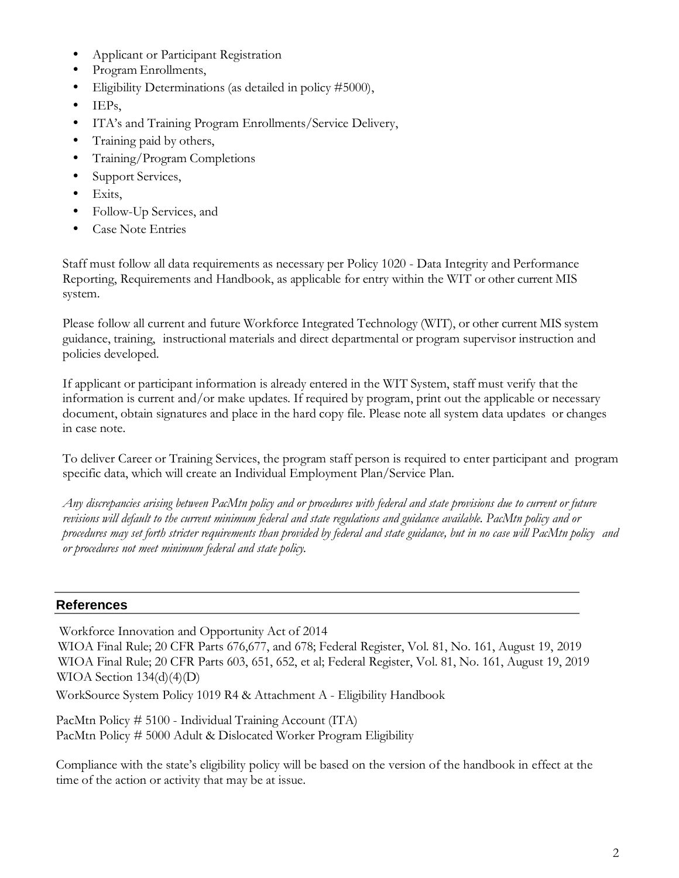- Applicant or Participant Registration
- Program Enrollments,
- Eligibility Determinations (as detailed in policy #5000),
- IEPs,
- ITA's and Training Program Enrollments/Service Delivery,
- Training paid by others,
- Training/Program Completions
- Support Services,
- Exits,
- Follow-Up Services, and
- Case Note Entries

Staff must follow all data requirements as necessary per Policy 1020 - Data Integrity and Performance Reporting, Requirements and Handbook, as applicable for entry within the WIT or other current MIS system.

Please follow all current and future Workforce Integrated Technology (WIT), or other current MIS system guidance, training, instructional materials and direct departmental or program supervisor instruction and policies developed.

If applicant or participant information is already entered in the WIT System, staff must verify that the information is current and/or make updates. If required by program, print out the applicable or necessary document, obtain signatures and place in the hard copy file. Please note all system data updates or changes in case note.

To deliver Career or Training Services, the program staff person is required to enter participant and program specific data, which will create an Individual Employment Plan/Service Plan.

*Any discrepancies arising between PacMtn policy and or procedures with federal and state provisions due to current or future revisions will default to the current minimum federal and state regulations and guidance available. PacMtn policy and or procedures may set forth stricter requirements than provided by federal and state guidance, but in no case will PacMtn policy and or procedures not meet minimum federal and state policy.*

## References

Workforce Innovation and Opportunity Act of 2014
WIOA Final Rule; 20 CFR Parts 676,677, and 678; Federal Register, Vol. 81, No. 161, August 19, 2019
WIOA Final Rule; 20 CFR Parts 603, 651, 652, et al; Federal Register, Vol. 81, No. 161, August 19, 2019
WIOA Section 134(d)(4)(D)
WorkSource System Policy 1019 R4 & Attachment A - Eligibility Handbook

PacMtn Policy # 5100 - Individual Training Account (ITA)
PacMtn Policy # 5000 Adult & Dislocated Worker Program Eligibility

Compliance with the state's eligibility policy will be based on the version of the handbook in effect at the time of the action or activity that may be at issue.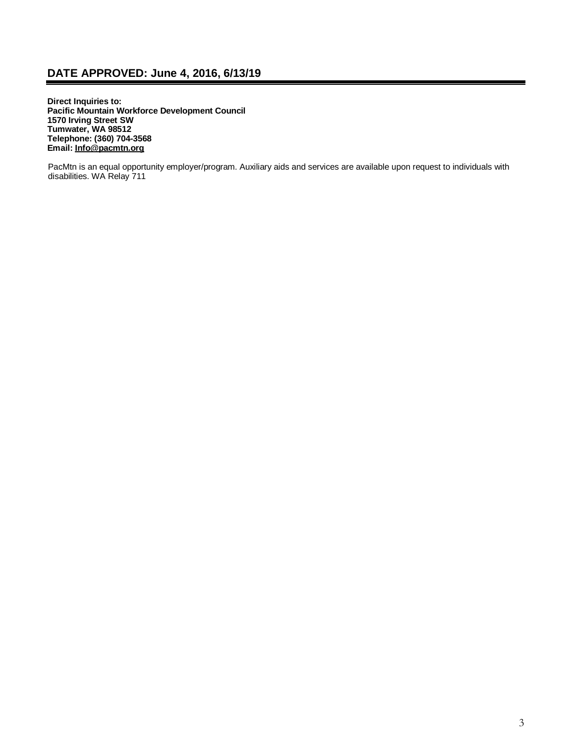## DATE APPROVED: June 4, 2016, 6/13/19

**Direct Inquiries to:**
**Pacific Mountain Workforce Development Council**
**1570 Irving Street SW**
**Tumwater, WA 98512**
**Telephone: (360) 704-3568**
**Email: Info@pacmtn.org**

PacMtn is an equal opportunity employer/program. Auxiliary aids and services are available upon request to individuals with disabilities. WA Relay 711